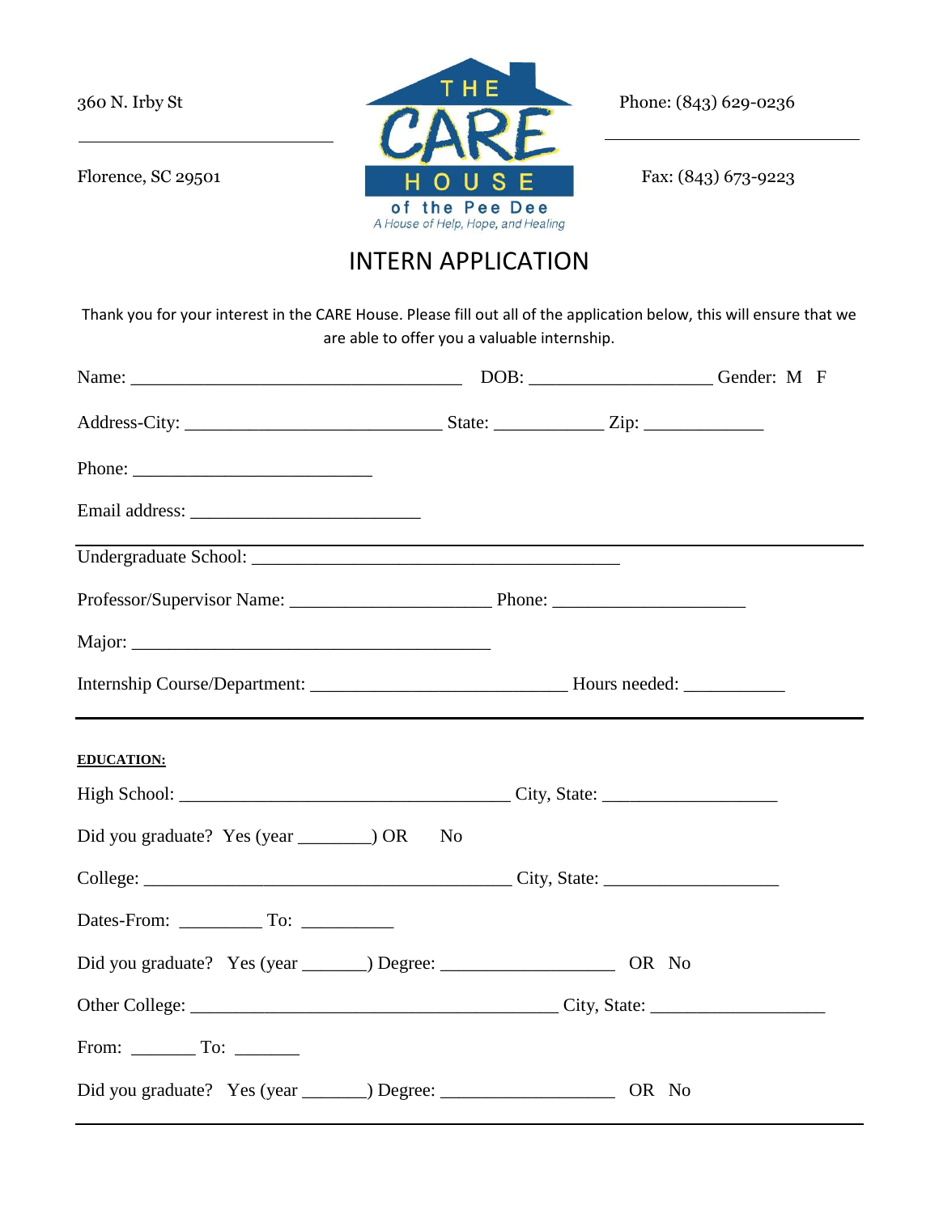360 N. Irby St

Florence, SC 29501

THE CARE HOUSE of the Pee Dee
*A House of Help, Hope, and Healing*

Phone: (843) 629-0236

Fax: (843) 673-9223

# INTERN APPLICATION

Thank you for your interest in the CARE House. Please fill out all of the application below, this will ensure that we are able to offer you a valuable internship.

Name: ________________________________________ DOB: ______________________ Gender: M F

Address-City: ______________________________ State: ____________ Zip: _____________

Phone: ___________________________

Email address: __________________________

---

Undergraduate School: _________________________________________

Professor/Supervisor Name: ______________________ Phone: _____________________

Major: _________________________________________

Internship Course/Department: ____________________________ Hours needed: ___________

---

**EDUCATION:**

High School: _____________________________________ City, State: ___________________

Did you graduate? Yes (year ________) OR No

College: __________________________________________ City, State: ___________________

Dates-From: _________ To: __________

Did you graduate? Yes (year _______) Degree: ___________________ OR No

Other College: _________________________________________ City, State: ___________________

From: _______ To: _______

Did you graduate? Yes (year _______) Degree: ___________________ OR No

---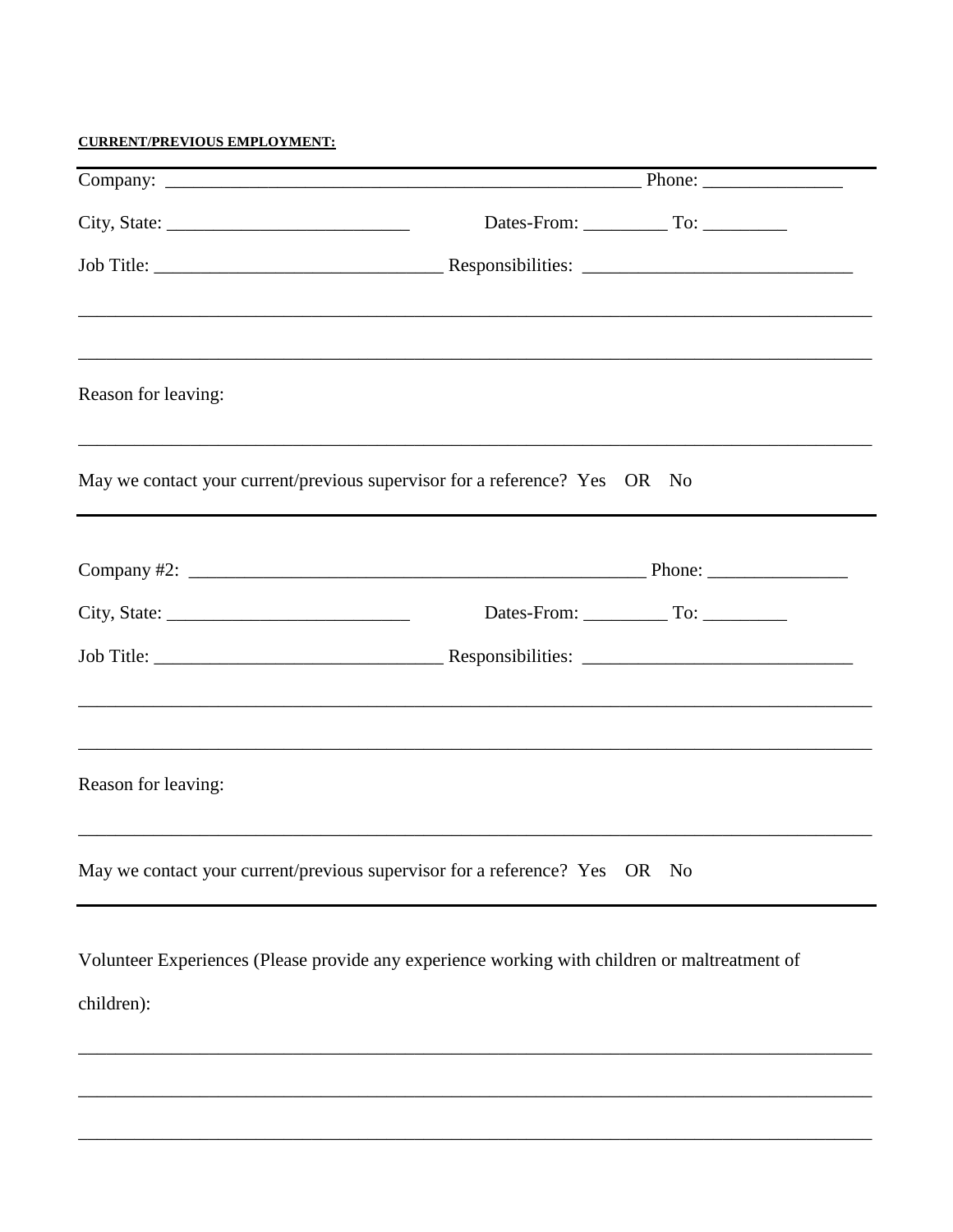**CURRENT/PREVIOUS EMPLOYMENT:**

---

Company: ______________________________________________________ Phone: _______________

City, State: ___________________________ Dates-From: _________ To: _________

Job Title: _______________________________ Responsibilities: _____________________________

_________________________________________________________________________________

_________________________________________________________________________________

Reason for leaving:

_________________________________________________________________________________

May we contact your current/previous supervisor for a reference? Yes OR No

---

Company #2: ___________________________________________________ Phone: _______________

City, State: ___________________________ Dates-From: _________ To: _________

Job Title: _______________________________ Responsibilities: _____________________________

_________________________________________________________________________________

_________________________________________________________________________________

Reason for leaving:

_________________________________________________________________________________

May we contact your current/previous supervisor for a reference? Yes OR No

---

Volunteer Experiences (Please provide any experience working with children or maltreatment of children):

_________________________________________________________________________________

_________________________________________________________________________________

_________________________________________________________________________________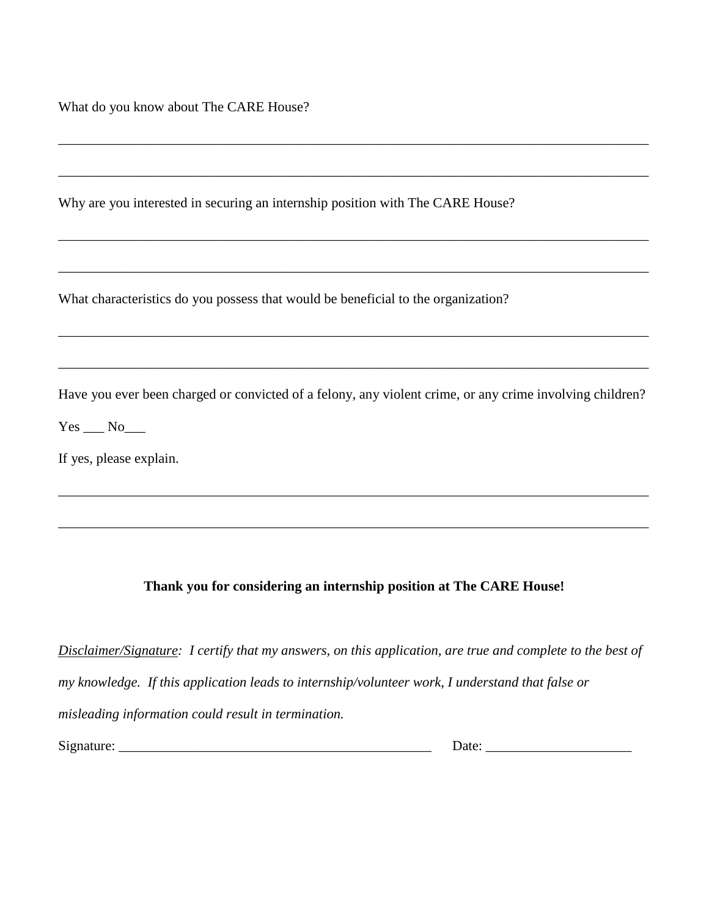What do you know about The CARE House?

______________________________________________________________________________

______________________________________________________________________________

Why are you interested in securing an internship position with The CARE House?

______________________________________________________________________________

______________________________________________________________________________

What characteristics do you possess that would be beneficial to the organization?

______________________________________________________________________________

______________________________________________________________________________

Have you ever been charged or convicted of a felony, any violent crime, or any crime involving children?

Yes ___ No___

If yes, please explain.

______________________________________________________________________________

______________________________________________________________________________

**Thank you for considering an internship position at The CARE House!**

<u>*Disclaimer/Signature*</u>*: I certify that my answers, on this application, are true and complete to the best of my knowledge. If this application leads to internship/volunteer work, I understand that false or misleading information could result in termination.*

Signature: _______________________________________________ Date: _____________________